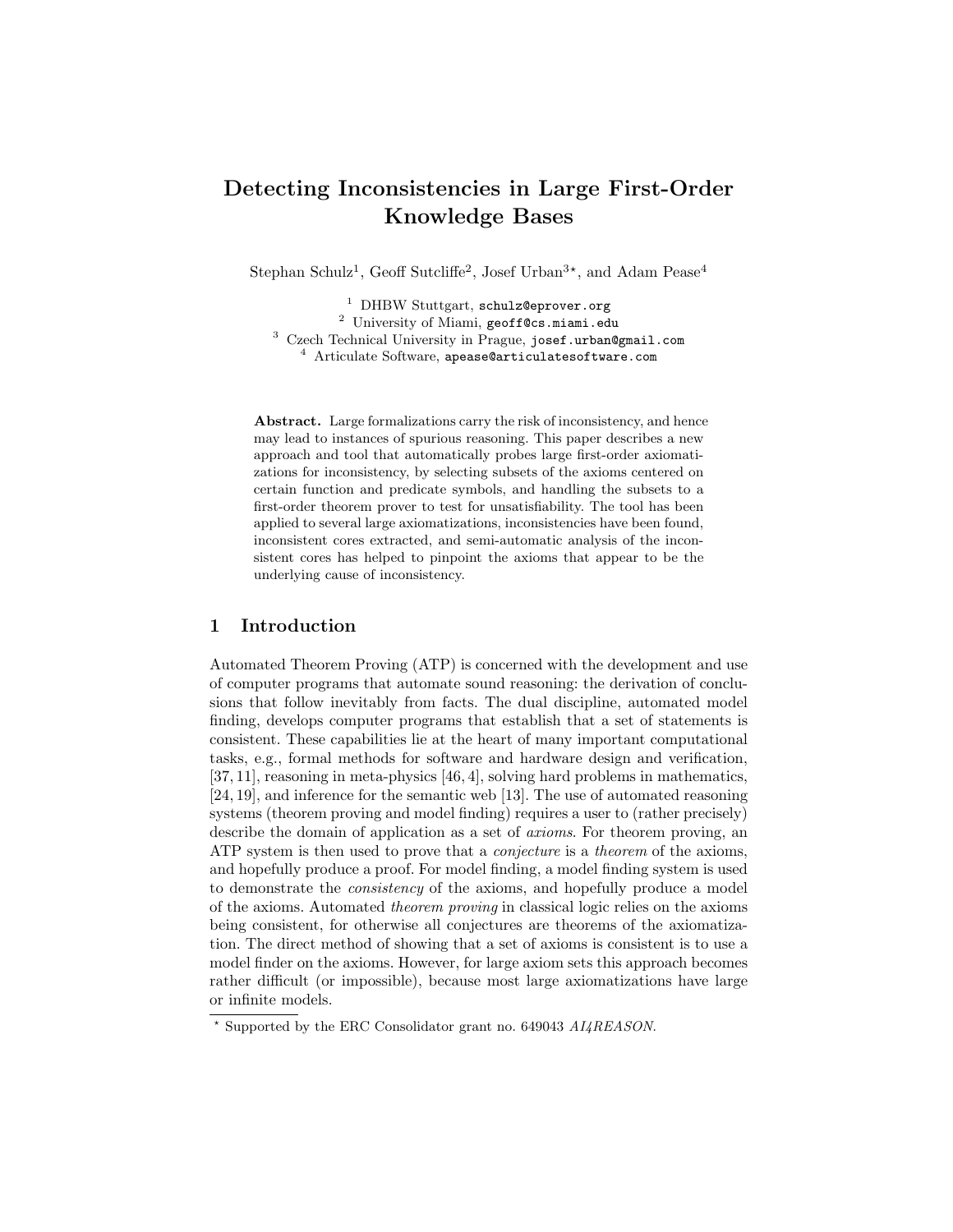# Detecting Inconsistencies in Large First-Order Knowledge Bases

Stephan Schulz[1], Geoff Sutcliffe[2], Josef Urban[3*], and Adam Pease[4]

[1] DHBW Stuttgart, schulz@eprover.org
[2] University of Miami, geoff@cs.miami.edu
[3] Czech Technical University in Prague, josef.urban@gmail.com
[4] Articulate Software, apease@articulatesoftware.com

**Abstract.** Large formalizations carry the risk of inconsistency, and hence may lead to instances of spurious reasoning. This paper describes a new approach and tool that automatically probes large first-order axiomatizations for inconsistency, by selecting subsets of the axioms centered on certain function and predicate symbols, and handling the subsets to a first-order theorem prover to test for unsatisfiability. The tool has been applied to several large axiomatizations, inconsistencies have been found, inconsistent cores extracted, and semi-automatic analysis of the inconsistent cores has helped to pinpoint the axioms that appear to be the underlying cause of inconsistency.

## 1 Introduction

Automated Theorem Proving (ATP) is concerned with the development and use of computer programs that automate sound reasoning: the derivation of conclusions that follow inevitably from facts. The dual discipline, automated model finding, develops computer programs that establish that a set of statements is consistent. These capabilities lie at the heart of many important computational tasks, e.g., formal methods for software and hardware design and verification, [37, 11], reasoning in meta-physics [46, 4], solving hard problems in mathematics, [24, 19], and inference for the semantic web [13]. The use of automated reasoning systems (theorem proving and model finding) requires a user to (rather precisely) describe the domain of application as a set of *axioms*. For theorem proving, an ATP system is then used to prove that a *conjecture* is a *theorem* of the axioms, and hopefully produce a proof. For model finding, a model finding system is used to demonstrate the *consistency* of the axioms, and hopefully produce a model of the axioms. Automated *theorem proving* in classical logic relies on the axioms being consistent, for otherwise all conjectures are theorems of the axiomatization. The direct method of showing that a set of axioms is consistent is to use a model finder on the axioms. However, for large axiom sets this approach becomes rather difficult (or impossible), because most large axiomatizations have large or infinite models.

* Supported by the ERC Consolidator grant no. 649043 *AI4REASON*.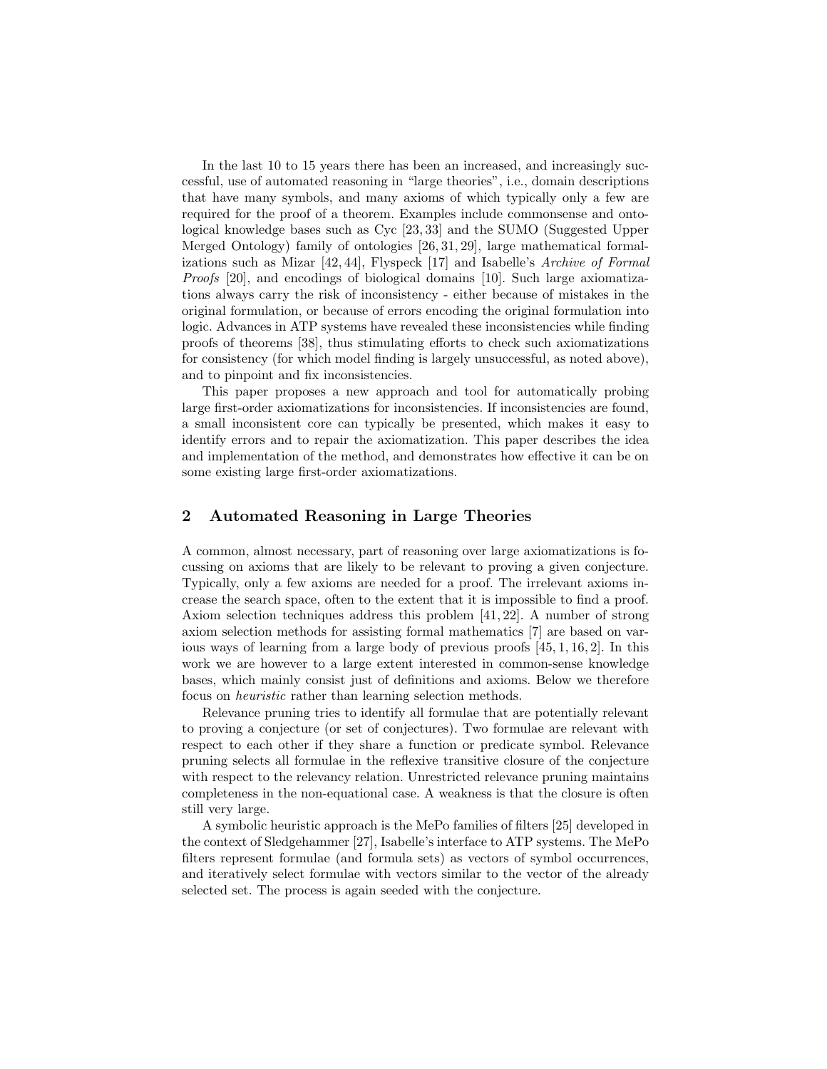In the last 10 to 15 years there has been an increased, and increasingly successful, use of automated reasoning in "large theories", i.e., domain descriptions that have many symbols, and many axioms of which typically only a few are required for the proof of a theorem. Examples include commonsense and ontological knowledge bases such as Cyc [23, 33] and the SUMO (Suggested Upper Merged Ontology) family of ontologies [26, 31, 29], large mathematical formalizations such as Mizar [42, 44], Flyspeck [17] and Isabelle's *Archive of Formal Proofs* [20], and encodings of biological domains [10]. Such large axiomatizations always carry the risk of inconsistency - either because of mistakes in the original formulation, or because of errors encoding the original formulation into logic. Advances in ATP systems have revealed these inconsistencies while finding proofs of theorems [38], thus stimulating efforts to check such axiomatizations for consistency (for which model finding is largely unsuccessful, as noted above), and to pinpoint and fix inconsistencies.

This paper proposes a new approach and tool for automatically probing large first-order axiomatizations for inconsistencies. If inconsistencies are found, a small inconsistent core can typically be presented, which makes it easy to identify errors and to repair the axiomatization. This paper describes the idea and implementation of the method, and demonstrates how effective it can be on some existing large first-order axiomatizations.

## 2 Automated Reasoning in Large Theories

A common, almost necessary, part of reasoning over large axiomatizations is focussing on axioms that are likely to be relevant to proving a given conjecture. Typically, only a few axioms are needed for a proof. The irrelevant axioms increase the search space, often to the extent that it is impossible to find a proof. Axiom selection techniques address this problem [41, 22]. A number of strong axiom selection methods for assisting formal mathematics [7] are based on various ways of learning from a large body of previous proofs [45, 1, 16, 2]. In this work we are however to a large extent interested in common-sense knowledge bases, which mainly consist just of definitions and axioms. Below we therefore focus on *heuristic* rather than learning selection methods.

Relevance pruning tries to identify all formulae that are potentially relevant to proving a conjecture (or set of conjectures). Two formulae are relevant with respect to each other if they share a function or predicate symbol. Relevance pruning selects all formulae in the reflexive transitive closure of the conjecture with respect to the relevancy relation. Unrestricted relevance pruning maintains completeness in the non-equational case. A weakness is that the closure is often still very large.

A symbolic heuristic approach is the MePo families of filters [25] developed in the context of Sledgehammer [27], Isabelle's interface to ATP systems. The MePo filters represent formulae (and formula sets) as vectors of symbol occurrences, and iteratively select formulae with vectors similar to the vector of the already selected set. The process is again seeded with the conjecture.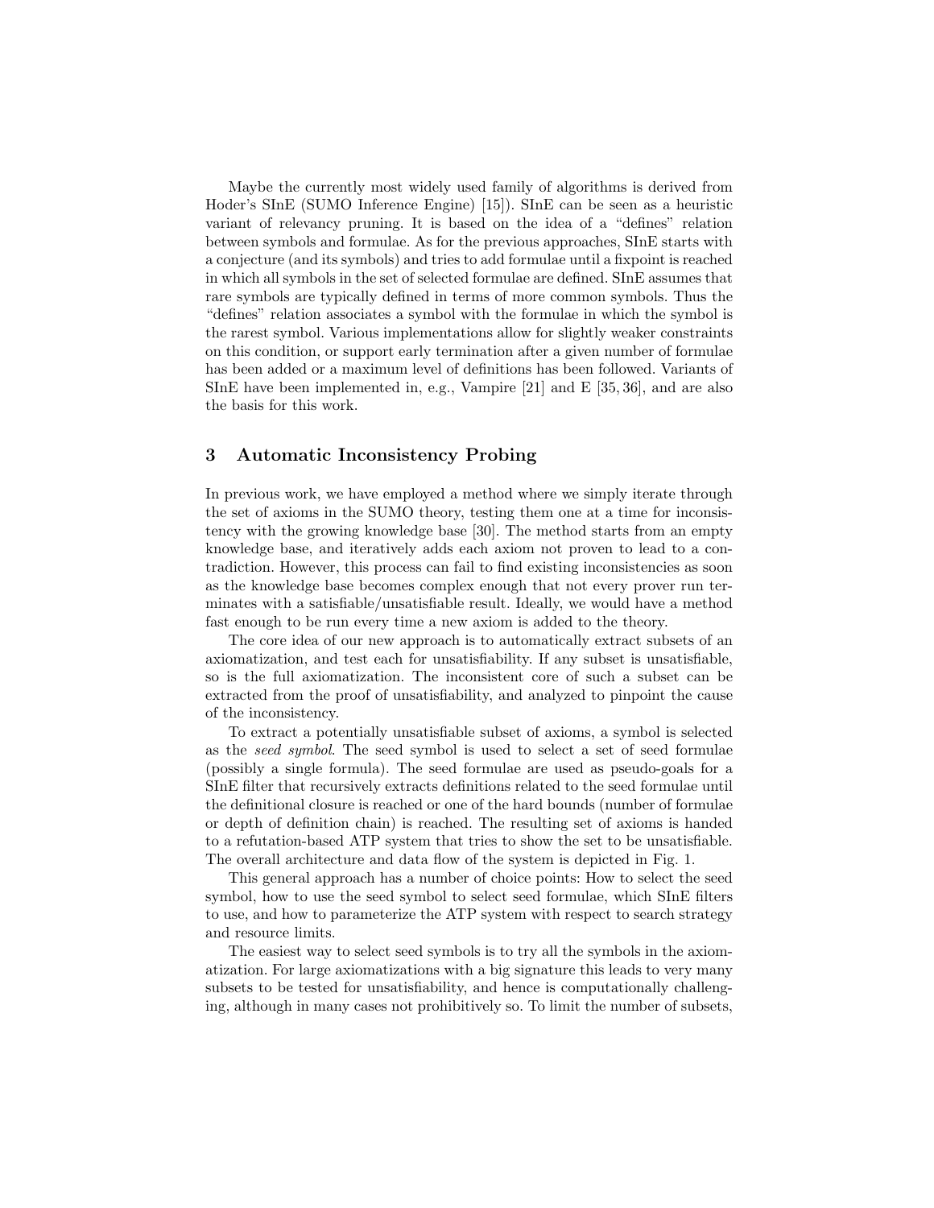Maybe the currently most widely used family of algorithms is derived from Hoder's SInE (SUMO Inference Engine) [15]). SInE can be seen as a heuristic variant of relevancy pruning. It is based on the idea of a "defines" relation between symbols and formulae. As for the previous approaches, SInE starts with a conjecture (and its symbols) and tries to add formulae until a fixpoint is reached in which all symbols in the set of selected formulae are defined. SInE assumes that rare symbols are typically defined in terms of more common symbols. Thus the "defines" relation associates a symbol with the formulae in which the symbol is the rarest symbol. Various implementations allow for slightly weaker constraints on this condition, or support early termination after a given number of formulae has been added or a maximum level of definitions has been followed. Variants of SInE have been implemented in, e.g., Vampire [21] and E [35, 36], and are also the basis for this work.

## 3 Automatic Inconsistency Probing

In previous work, we have employed a method where we simply iterate through the set of axioms in the SUMO theory, testing them one at a time for inconsistency with the growing knowledge base [30]. The method starts from an empty knowledge base, and iteratively adds each axiom not proven to lead to a contradiction. However, this process can fail to find existing inconsistencies as soon as the knowledge base becomes complex enough that not every prover run terminates with a satisfiable/unsatisfiable result. Ideally, we would have a method fast enough to be run every time a new axiom is added to the theory.

The core idea of our new approach is to automatically extract subsets of an axiomatization, and test each for unsatisfiability. If any subset is unsatisfiable, so is the full axiomatization. The inconsistent core of such a subset can be extracted from the proof of unsatisfiability, and analyzed to pinpoint the cause of the inconsistency.

To extract a potentially unsatisfiable subset of axioms, a symbol is selected as the *seed symbol*. The seed symbol is used to select a set of seed formulae (possibly a single formula). The seed formulae are used as pseudo-goals for a SInE filter that recursively extracts definitions related to the seed formulae until the definitional closure is reached or one of the hard bounds (number of formulae or depth of definition chain) is reached. The resulting set of axioms is handed to a refutation-based ATP system that tries to show the set to be unsatisfiable. The overall architecture and data flow of the system is depicted in Fig. 1.

This general approach has a number of choice points: How to select the seed symbol, how to use the seed symbol to select seed formulae, which SInE filters to use, and how to parameterize the ATP system with respect to search strategy and resource limits.

The easiest way to select seed symbols is to try all the symbols in the axiomatization. For large axiomatizations with a big signature this leads to very many subsets to be tested for unsatisfiability, and hence is computationally challenging, although in many cases not prohibitively so. To limit the number of subsets,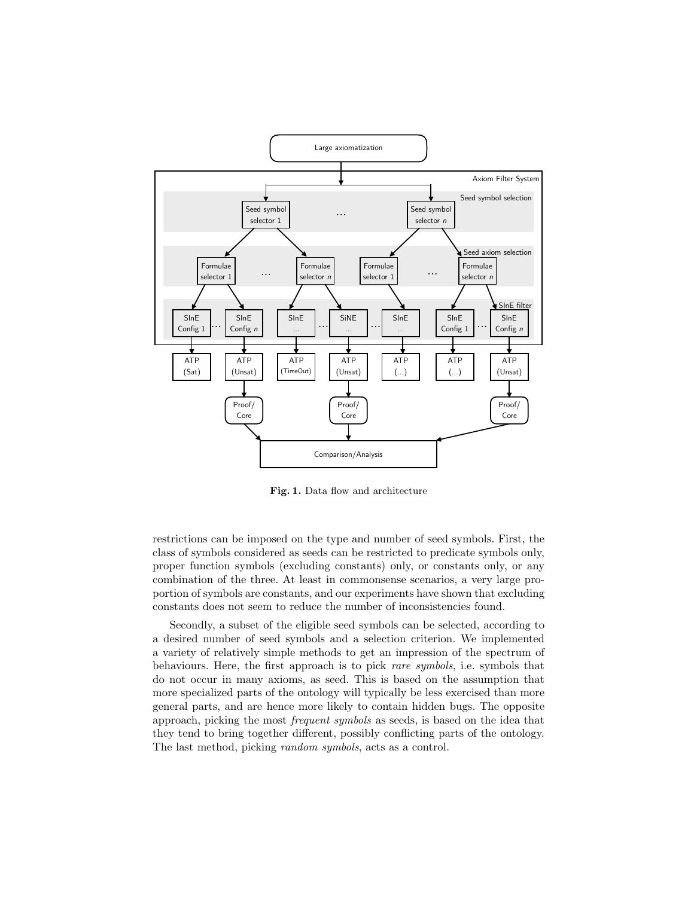**Fig. 1.** Data flow and architecture

restrictions can be imposed on the type and number of seed symbols. First, the class of symbols considered as seeds can be restricted to predicate symbols only, proper function symbols (excluding constants) only, or constants only, or any combination of the three. At least in commonsense scenarios, a very large proportion of symbols are constants, and our experiments have shown that excluding constants does not seem to reduce the number of inconsistencies found.

Secondly, a subset of the eligible seed symbols can be selected, according to a desired number of seed symbols and a selection criterion. We implemented a variety of relatively simple methods to get an impression of the spectrum of behaviours. Here, the first approach is to pick *rare symbols*, i.e. symbols that do not occur in many axioms, as seed. This is based on the assumption that more specialized parts of the ontology will typically be less exercised than more general parts, and are hence more likely to contain hidden bugs. The opposite approach, picking the most *frequent symbols* as seeds, is based on the idea that they tend to bring together different, possibly conflicting parts of the ontology. The last method, picking *random symbols*, acts as a control.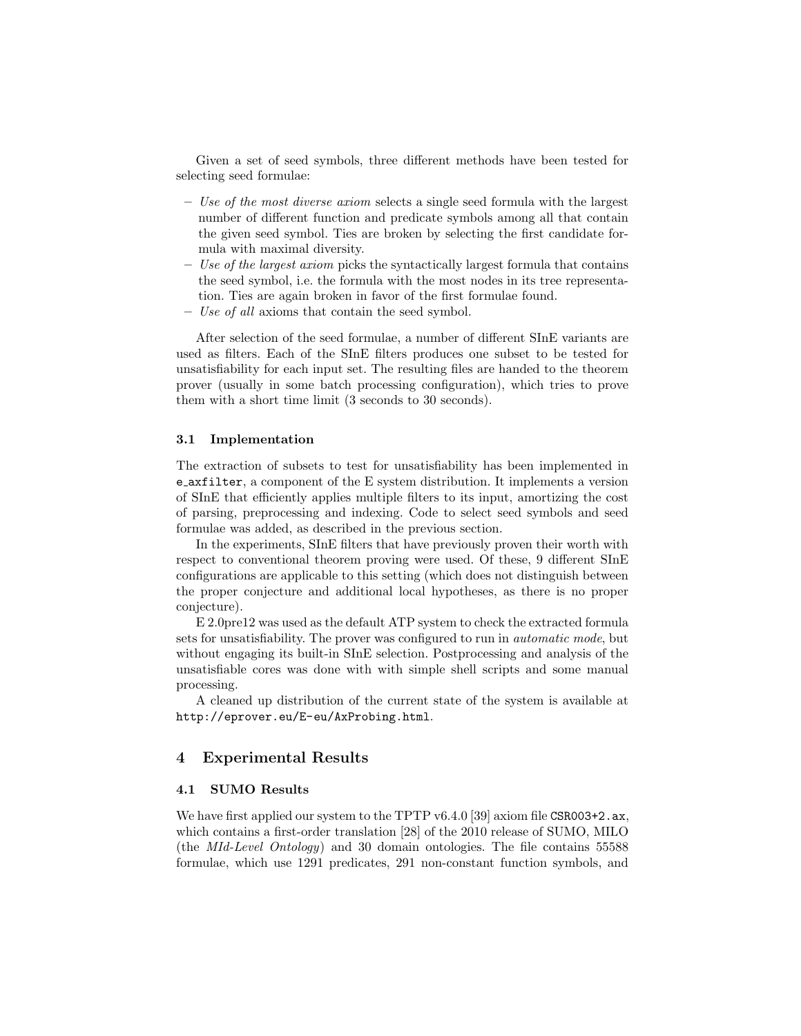Given a set of seed symbols, three different methods have been tested for selecting seed formulae:

- *Use of the most diverse axiom* selects a single seed formula with the largest number of different function and predicate symbols among all that contain the given seed symbol. Ties are broken by selecting the first candidate formula with maximal diversity.
- *Use of the largest axiom* picks the syntactically largest formula that contains the seed symbol, i.e. the formula with the most nodes in its tree representation. Ties are again broken in favor of the first formulae found.
- *Use of all* axioms that contain the seed symbol.

After selection of the seed formulae, a number of different SInE variants are used as filters. Each of the SInE filters produces one subset to be tested for unsatisfiability for each input set. The resulting files are handed to the theorem prover (usually in some batch processing configuration), which tries to prove them with a short time limit (3 seconds to 30 seconds).

### 3.1 Implementation

The extraction of subsets to test for unsatisfiability has been implemented in `e_axfilter`, a component of the E system distribution. It implements a version of SInE that efficiently applies multiple filters to its input, amortizing the cost of parsing, preprocessing and indexing. Code to select seed symbols and seed formulae was added, as described in the previous section.

In the experiments, SInE filters that have previously proven their worth with respect to conventional theorem proving were used. Of these, 9 different SInE configurations are applicable to this setting (which does not distinguish between the proper conjecture and additional local hypotheses, as there is no proper conjecture).

E 2.0pre12 was used as the default ATP system to check the extracted formula sets for unsatisfiability. The prover was configured to run in *automatic mode*, but without engaging its built-in SInE selection. Postprocessing and analysis of the unsatisfiable cores was done with with simple shell scripts and some manual processing.

A cleaned up distribution of the current state of the system is available at `http://eprover.eu/E-eu/AxProbing.html`.

## 4 Experimental Results

### 4.1 SUMO Results

We have first applied our system to the TPTP v6.4.0 [39] axiom file `CSR003+2.ax`, which contains a first-order translation [28] of the 2010 release of SUMO, MILO (the *MId-Level Ontology*) and 30 domain ontologies. The file contains 55588 formulae, which use 1291 predicates, 291 non-constant function symbols, and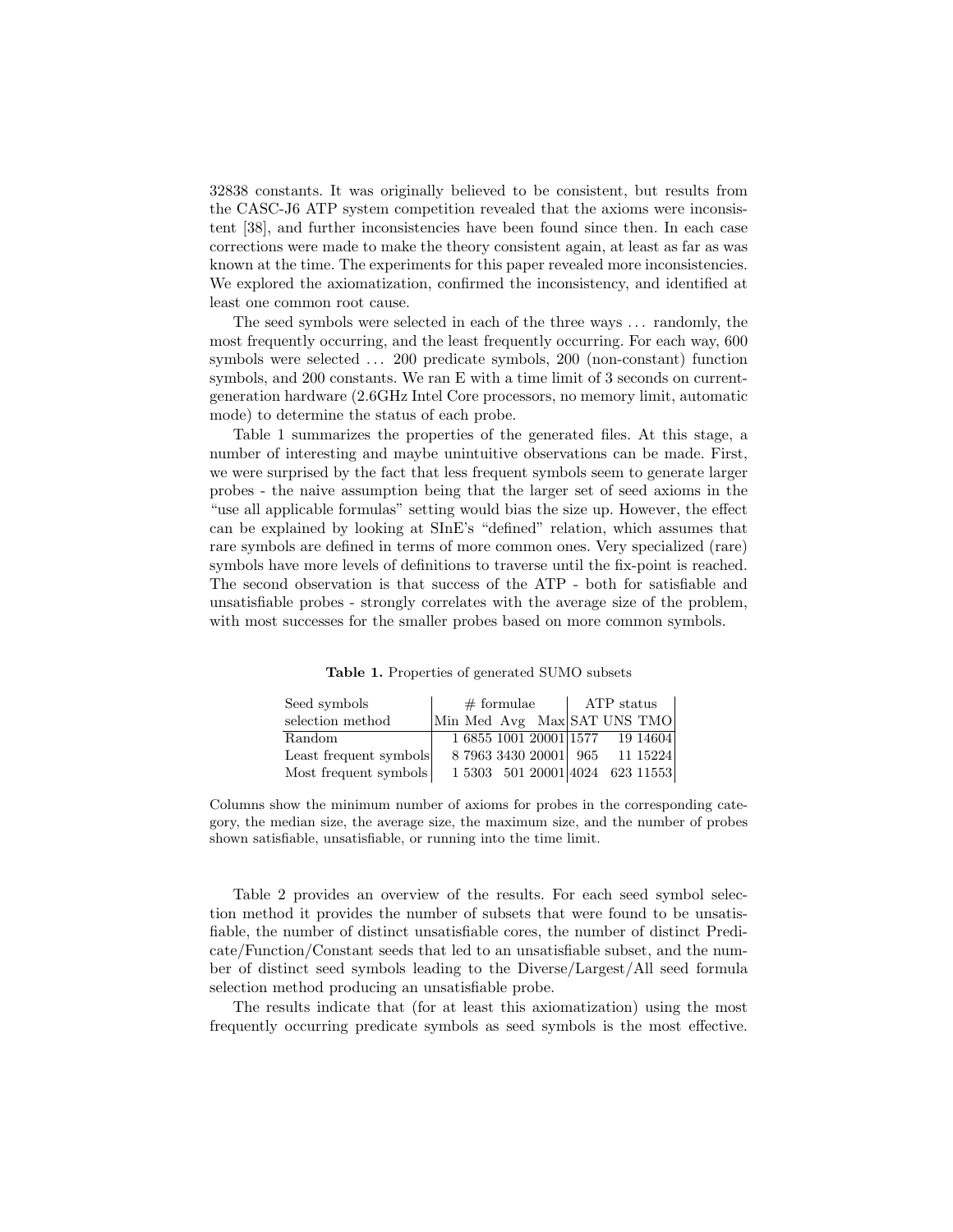32838 constants. It was originally believed to be consistent, but results from the CASC-J6 ATP system competition revealed that the axioms were inconsistent [38], and further inconsistencies have been found since then. In each case corrections were made to make the theory consistent again, at least as far as was known at the time. The experiments for this paper revealed more inconsistencies. We explored the axiomatization, confirmed the inconsistency, and identified at least one common root cause.

The seed symbols were selected in each of the three ways … randomly, the most frequently occurring, and the least frequently occurring. For each way, 600 symbols were selected … 200 predicate symbols, 200 (non-constant) function symbols, and 200 constants. We ran E with a time limit of 3 seconds on current-generation hardware (2.6GHz Intel Core processors, no memory limit, automatic mode) to determine the status of each probe.

Table 1 summarizes the properties of the generated files. At this stage, a number of interesting and maybe unintuitive observations can be made. First, we were surprised by the fact that less frequent symbols seem to generate larger probes - the naive assumption being that the larger set of seed axioms in the "use all applicable formulas" setting would bias the size up. However, the effect can be explained by looking at SInE's "defined" relation, which assumes that rare symbols are defined in terms of more common ones. Very specialized (rare) symbols have more levels of definitions to traverse until the fix-point is reached. The second observation is that success of the ATP - both for satisfiable and unsatisfiable probes - strongly correlates with the average size of the problem, with most successes for the smaller probes based on more common symbols.

**Table 1.** Properties of generated SUMO subsets

| Seed symbols | # formulae | | | | ATP status | | |
|---|---|---|---|---|---|---|---|
| selection method | Min | Med | Avg | Max | SAT | UNS | TMO |
| Random | 1 | 6855 | 1001 | 20001 | 1577 | 19 | 14604 |
| Least frequent symbols | 8 | 7963 | 3430 | 20001 | 965 | 11 | 15224 |
| Most frequent symbols | 1 | 5303 | 501 | 20001 | 4024 | 623 | 11553 |

Columns show the minimum number of axioms for probes in the corresponding category, the median size, the average size, the maximum size, and the number of probes shown satisfiable, unsatisfiable, or running into the time limit.

Table 2 provides an overview of the results. For each seed symbol selection method it provides the number of subsets that were found to be unsatisfiable, the number of distinct unsatisfiable cores, the number of distinct Predicate/Function/Constant seeds that led to an unsatisfiable subset, and the number of distinct seed symbols leading to the Diverse/Largest/All seed formula selection method producing an unsatisfiable probe.

The results indicate that (for at least this axiomatization) using the most frequently occurring predicate symbols as seed symbols is the most effective.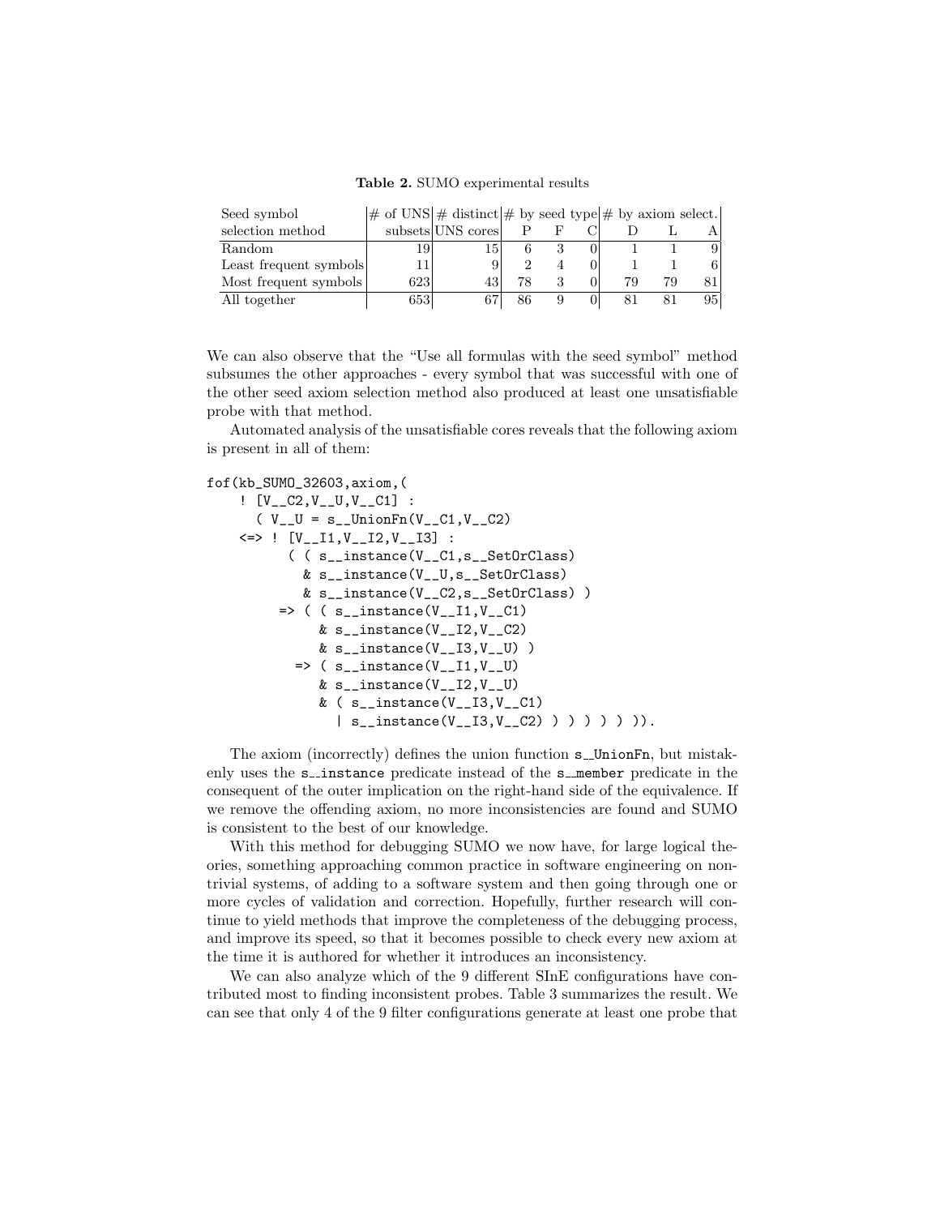**Table 2.** SUMO experimental results

| Seed symbol selection method | # of UNS subsets | # distinct UNS cores | # by seed type P | F | C | # by axiom select. D | L | A |
|---|---|---|---|---|---|---|---|---|
| Random | 19 | 15 | 6 | 3 | 0 | 1 | 1 | 9 |
| Least frequent symbols | 11 | 9 | 2 | 4 | 0 | 1 | 1 | 6 |
| Most frequent symbols | 623 | 43 | 78 | 3 | 0 | 79 | 79 | 81 |
| All together | 653 | 67 | 86 | 9 | 0 | 81 | 81 | 95 |

We can also observe that the "Use all formulas with the seed symbol" method subsumes the other approaches - every symbol that was successful with one of the other seed axiom selection method also produced at least one unsatisfiable probe with that method.

Automated analysis of the unsatisfiable cores reveals that the following axiom is present in all of them:

```
fof(kb_SUMO_32603,axiom,(
    ! [V__C2,V__U,V__C1] :
      ( V__U = s__UnionFn(V__C1,V__C2)
    <=> ! [V__I1,V__I2,V__I3] :
          ( ( s__instance(V__C1,s__SetOrClass)
            & s__instance(V__U,s__SetOrClass)
            & s__instance(V__C2,s__SetOrClass) )
         => ( ( s__instance(V__I1,V__C1)
              & s__instance(V__I2,V__C2)
              & s__instance(V__I3,V__U) )
           => ( s__instance(V__I1,V__U)
              & s__instance(V__I2,V__U)
              & ( s__instance(V__I3,V__C1)
                | s__instance(V__I3,V__C2) ) ) ) ) ) )).
```

The axiom (incorrectly) defines the union function s__UnionFn, but mistakenly uses the s__instance predicate instead of the s__member predicate in the consequent of the outer implication on the right-hand side of the equivalence. If we remove the offending axiom, no more inconsistencies are found and SUMO is consistent to the best of our knowledge.

With this method for debugging SUMO we now have, for large logical theories, something approaching common practice in software engineering on non-trivial systems, of adding to a software system and then going through one or more cycles of validation and correction. Hopefully, further research will continue to yield methods that improve the completeness of the debugging process, and improve its speed, so that it becomes possible to check every new axiom at the time it is authored for whether it introduces an inconsistency.

We can also analyze which of the 9 different SInE configurations have contributed most to finding inconsistent probes. Table 3 summarizes the result. We can see that only 4 of the 9 filter configurations generate at least one probe that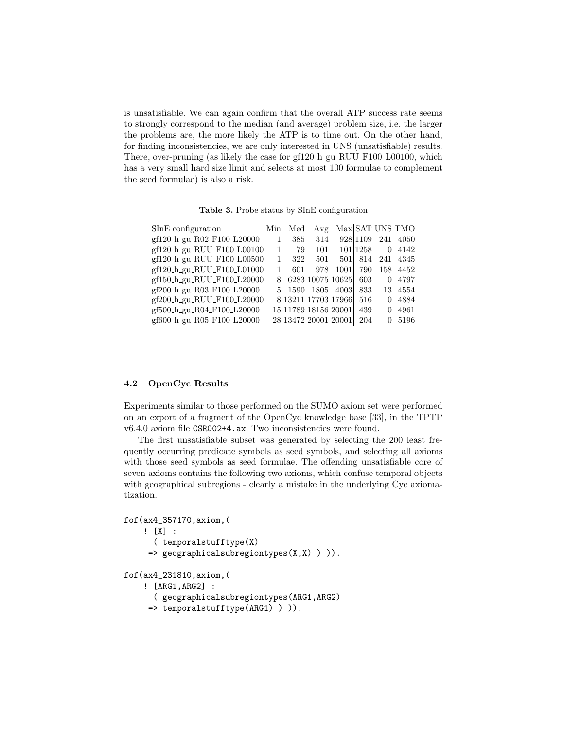is unsatisfiable. We can again confirm that the overall ATP success rate seems to strongly correspond to the median (and average) problem size, i.e. the larger the problems are, the more likely the ATP is to time out. On the other hand, for finding inconsistencies, we are only interested in UNS (unsatisfiable) results. There, over-pruning (as likely the case for gf120_h_gu_RUU_F100_L00100, which has a very small hard size limit and selects at most 100 formulae to complement the seed formulae) is also a risk.

**Table 3.** Probe status by SInE configuration

| SInE configuration | Min | Med | Avg | Max | SAT | UNS | TMO |
|---|---|---|---|---|---|---|---|
| gf120_h_gu_R02_F100_L20000 | 1 | 385 | 314 | 928 | 1109 | 241 | 4050 |
| gf120_h_gu_RUU_F100_L00100 | 1 | 79 | 101 | 101 | 1258 | 0 | 4142 |
| gf120_h_gu_RUU_F100_L00500 | 1 | 322 | 501 | 501 | 814 | 241 | 4345 |
| gf120_h_gu_RUU_F100_L01000 | 1 | 601 | 978 | 1001 | 790 | 158 | 4452 |
| gf150_h_gu_RUU_F100_L20000 | 8 | 6283 | 10075 | 10625 | 603 | 0 | 4797 |
| gf200_h_gu_R03_F100_L20000 | 5 | 1590 | 1805 | 4003 | 833 | 13 | 4554 |
| gf200_h_gu_RUU_F100_L20000 | 8 | 13211 | 17703 | 17966 | 516 | 0 | 4884 |
| gf500_h_gu_R04_F100_L20000 | 15 | 11789 | 18156 | 20001 | 439 | 0 | 4961 |
| gf600_h_gu_R05_F100_L20000 | 28 | 13472 | 20001 | 20001 | 204 | 0 | 5196 |

### 4.2 OpenCyc Results

Experiments similar to those performed on the SUMO axiom set were performed on an export of a fragment of the OpenCyc knowledge base [33], in the TPTP v6.4.0 axiom file `CSR002+4.ax`. Two inconsistencies were found.

The first unsatisfiable subset was generated by selecting the 200 least frequently occurring predicate symbols as seed symbols, and selecting all axioms with those seed symbols as seed formulae. The offending unsatisfiable core of seven axioms contains the following two axioms, which confuse temporal objects with geographical subregions - clearly a mistake in the underlying Cyc axiomatization.

```
fof(ax4_357170,axiom,(
    ! [X] :
      ( temporalstufftype(X)
     => geographicalsubregiontypes(X,X) ) )).

fof(ax4_231810,axiom,(
    ! [ARG1,ARG2] :
      ( geographicalsubregiontypes(ARG1,ARG2)
     => temporalstufftype(ARG1) ) )).
```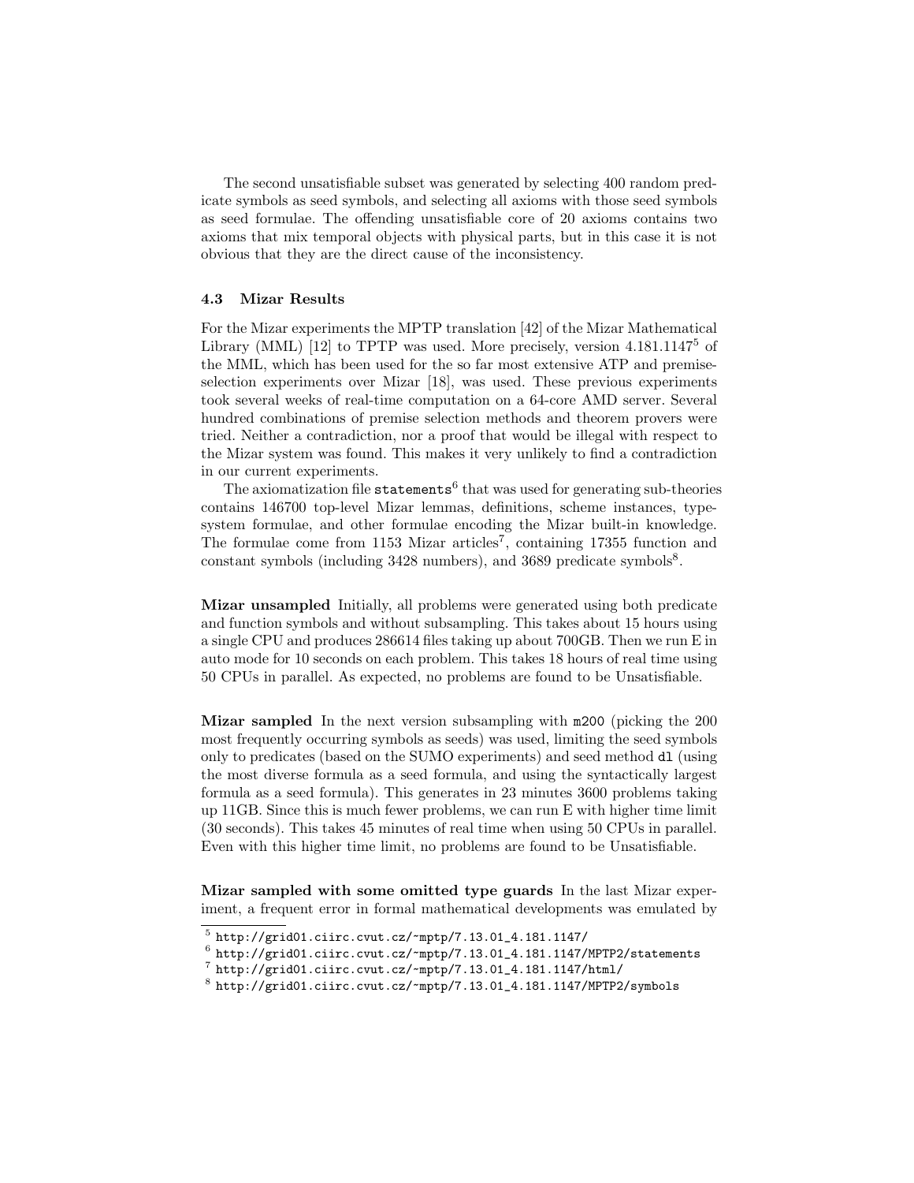The second unsatisfiable subset was generated by selecting 400 random predicate symbols as seed symbols, and selecting all axioms with those seed symbols as seed formulae. The offending unsatisfiable core of 20 axioms contains two axioms that mix temporal objects with physical parts, but in this case it is not obvious that they are the direct cause of the inconsistency.

### 4.3 Mizar Results

For the Mizar experiments the MPTP translation [42] of the Mizar Mathematical Library (MML) [12] to TPTP was used. More precisely, version 4.181.1147[5] of the MML, which has been used for the so far most extensive ATP and premise-selection experiments over Mizar [18], was used. These previous experiments took several weeks of real-time computation on a 64-core AMD server. Several hundred combinations of premise selection methods and theorem provers were tried. Neither a contradiction, nor a proof that would be illegal with respect to the Mizar system was found. This makes it very unlikely to find a contradiction in our current experiments.

The axiomatization file `statements`[6] that was used for generating sub-theories contains 146700 top-level Mizar lemmas, definitions, scheme instances, type-system formulae, and other formulae encoding the Mizar built-in knowledge. The formulae come from 1153 Mizar articles[7], containing 17355 function and constant symbols (including 3428 numbers), and 3689 predicate symbols[8].

**Mizar unsampled** Initially, all problems were generated using both predicate and function symbols and without subsampling. This takes about 15 hours using a single CPU and produces 286614 files taking up about 700GB. Then we run E in auto mode for 10 seconds on each problem. This takes 18 hours of real time using 50 CPUs in parallel. As expected, no problems are found to be Unsatisfiable.

**Mizar sampled** In the next version subsampling with `m200` (picking the 200 most frequently occurring symbols as seeds) was used, limiting the seed symbols only to predicates (based on the SUMO experiments) and seed method `dl` (using the most diverse formula as a seed formula, and using the syntactically largest formula as a seed formula). This generates in 23 minutes 3600 problems taking up 11GB. Since this is much fewer problems, we can run E with higher time limit (30 seconds). This takes 45 minutes of real time when using 50 CPUs in parallel. Even with this higher time limit, no problems are found to be Unsatisfiable.

**Mizar sampled with some omitted type guards** In the last Mizar experiment, a frequent error in formal mathematical developments was emulated by

[5] `http://grid01.ciirc.cvut.cz/~mptp/7.13.01_4.181.1147/`

[6] `http://grid01.ciirc.cvut.cz/~mptp/7.13.01_4.181.1147/MPTP2/statements`

[7] `http://grid01.ciirc.cvut.cz/~mptp/7.13.01_4.181.1147/html/`

[8] `http://grid01.ciirc.cvut.cz/~mptp/7.13.01_4.181.1147/MPTP2/symbols`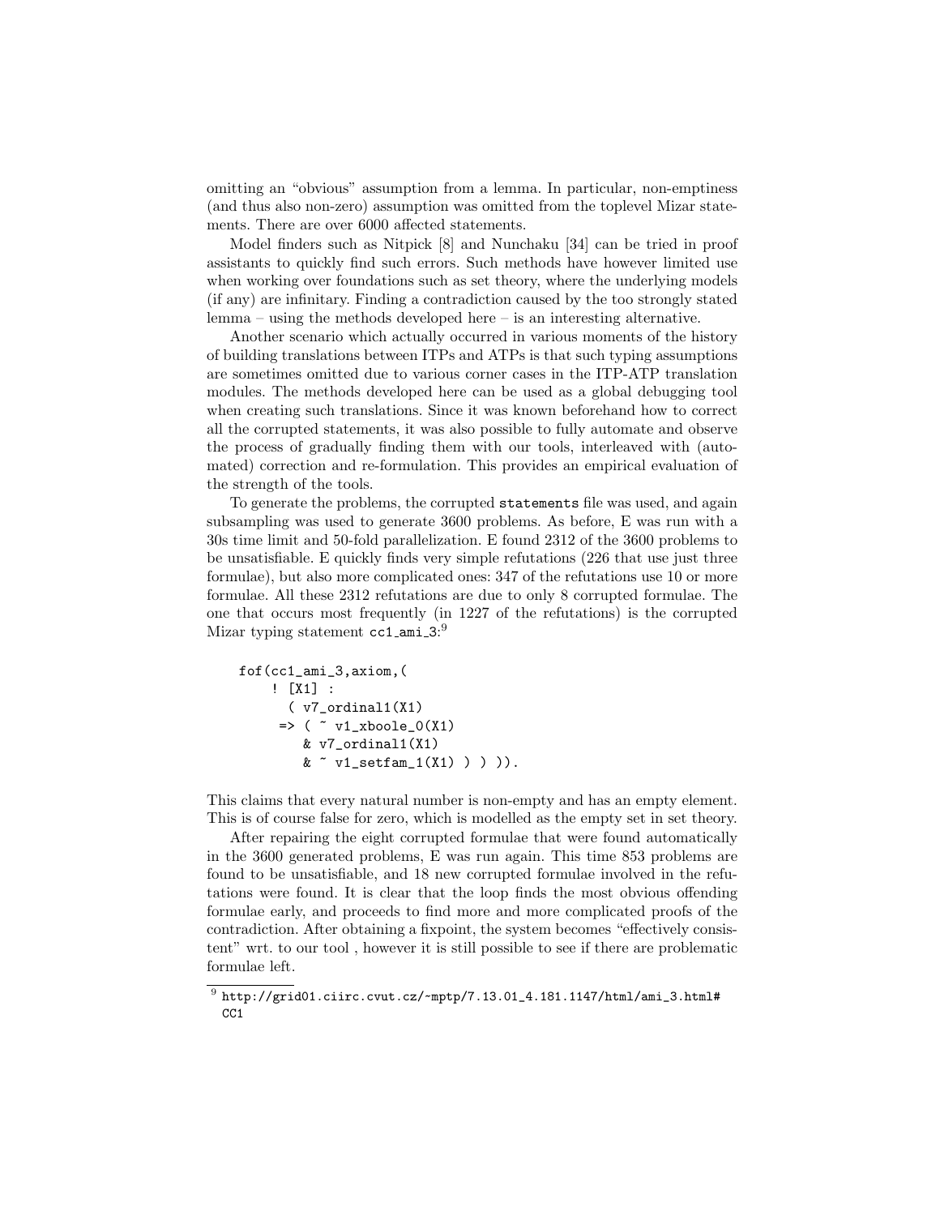omitting an "obvious" assumption from a lemma. In particular, non-emptiness (and thus also non-zero) assumption was omitted from the toplevel Mizar statements. There are over 6000 affected statements.

Model finders such as Nitpick [8] and Nunchaku [34] can be tried in proof assistants to quickly find such errors. Such methods have however limited use when working over foundations such as set theory, where the underlying models (if any) are infinitary. Finding a contradiction caused by the too strongly stated lemma – using the methods developed here – is an interesting alternative.

Another scenario which actually occurred in various moments of the history of building translations between ITPs and ATPs is that such typing assumptions are sometimes omitted due to various corner cases in the ITP-ATP translation modules. The methods developed here can be used as a global debugging tool when creating such translations. Since it was known beforehand how to correct all the corrupted statements, it was also possible to fully automate and observe the process of gradually finding them with our tools, interleaved with (automated) correction and re-formulation. This provides an empirical evaluation of the strength of the tools.

To generate the problems, the corrupted `statements` file was used, and again subsampling was used to generate 3600 problems. As before, E was run with a 30s time limit and 50-fold parallelization. E found 2312 of the 3600 problems to be unsatisfiable. E quickly finds very simple refutations (226 that use just three formulae), but also more complicated ones: 347 of the refutations use 10 or more formulae. All these 2312 refutations are due to only 8 corrupted formulae. The one that occurs most frequently (in 1227 of the refutations) is the corrupted Mizar typing statement `cc1_ami_3`:[9]

```
fof(cc1_ami_3,axiom,(
    ! [X1] :
      ( v7_ordinal1(X1)
     => ( ~ v1_xboole_0(X1)
        & v7_ordinal1(X1)
        & ~ v1_setfam_1(X1) ) ) )).
```

This claims that every natural number is non-empty and has an empty element. This is of course false for zero, which is modelled as the empty set in set theory.

After repairing the eight corrupted formulae that were found automatically in the 3600 generated problems, E was run again. This time 853 problems are found to be unsatisfiable, and 18 new corrupted formulae involved in the refutations were found. It is clear that the loop finds the most obvious offending formulae early, and proceeds to find more and more complicated proofs of the contradiction. After obtaining a fixpoint, the system becomes "effectively consistent" wrt. to our tool , however it is still possible to see if there are problematic formulae left.

[9] http://grid01.ciirc.cvut.cz/~mptp/7.13.01_4.181.1147/html/ami_3.html#CC1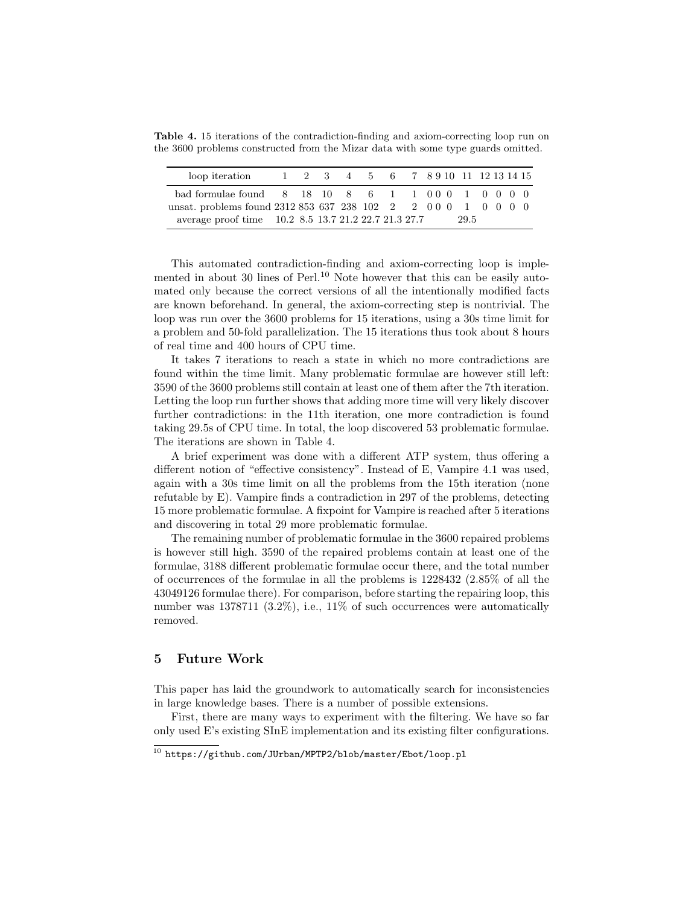**Table 4.** 15 iterations of the contradiction-finding and axiom-correcting loop run on the 3600 problems constructed from the Mizar data with some type guards omitted.

| loop iteration | 1 | 2 | 3 | 4 | 5 | 6 | 7 | 8 | 9 | 10 | 11 | 12 | 13 | 14 | 15 |
|---|---|---|---|---|---|---|---|---|---|---|---|---|---|---|---|
| bad formulae found | 8 | 18 | 10 | 8 | 6 | 1 | 1 | 0 | 0 | 0 | 1 | 0 | 0 | 0 | 0 |
| unsat. problems found | 2312 | 853 | 637 | 238 | 102 | 2 | 2 | 0 | 0 | 0 | 1 | 0 | 0 | 0 | 0 |
| average proof time | 10.2 | 8.5 | 13.7 | 21.2 | 22.7 | 21.3 | 27.7 | | | | 29.5 | | | | |

This automated contradiction-finding and axiom-correcting loop is implemented in about 30 lines of Perl.[10] Note however that this can be easily automated only because the correct versions of all the intentionally modified facts are known beforehand. In general, the axiom-correcting step is nontrivial. The loop was run over the 3600 problems for 15 iterations, using a 30s time limit for a problem and 50-fold parallelization. The 15 iterations thus took about 8 hours of real time and 400 hours of CPU time.

It takes 7 iterations to reach a state in which no more contradictions are found within the time limit. Many problematic formulae are however still left: 3590 of the 3600 problems still contain at least one of them after the 7th iteration. Letting the loop run further shows that adding more time will very likely discover further contradictions: in the 11th iteration, one more contradiction is found taking 29.5s of CPU time. In total, the loop discovered 53 problematic formulae. The iterations are shown in Table 4.

A brief experiment was done with a different ATP system, thus offering a different notion of "effective consistency". Instead of E, Vampire 4.1 was used, again with a 30s time limit on all the problems from the 15th iteration (none refutable by E). Vampire finds a contradiction in 297 of the problems, detecting 15 more problematic formulae. A fixpoint for Vampire is reached after 5 iterations and discovering in total 29 more problematic formulae.

The remaining number of problematic formulae in the 3600 repaired problems is however still high. 3590 of the repaired problems contain at least one of the formulae, 3188 different problematic formulae occur there, and the total number of occurrences of the formulae in all the problems is 1228432 (2.85% of all the 43049126 formulae there). For comparison, before starting the repairing loop, this number was 1378711 (3.2%), i.e., 11% of such occurrences were automatically removed.

## 5 Future Work

This paper has laid the groundwork to automatically search for inconsistencies in large knowledge bases. There is a number of possible extensions.

First, there are many ways to experiment with the filtering. We have so far only used E's existing SInE implementation and its existing filter configurations.

[10] `https://github.com/JUrban/MPTP2/blob/master/Ebot/loop.pl`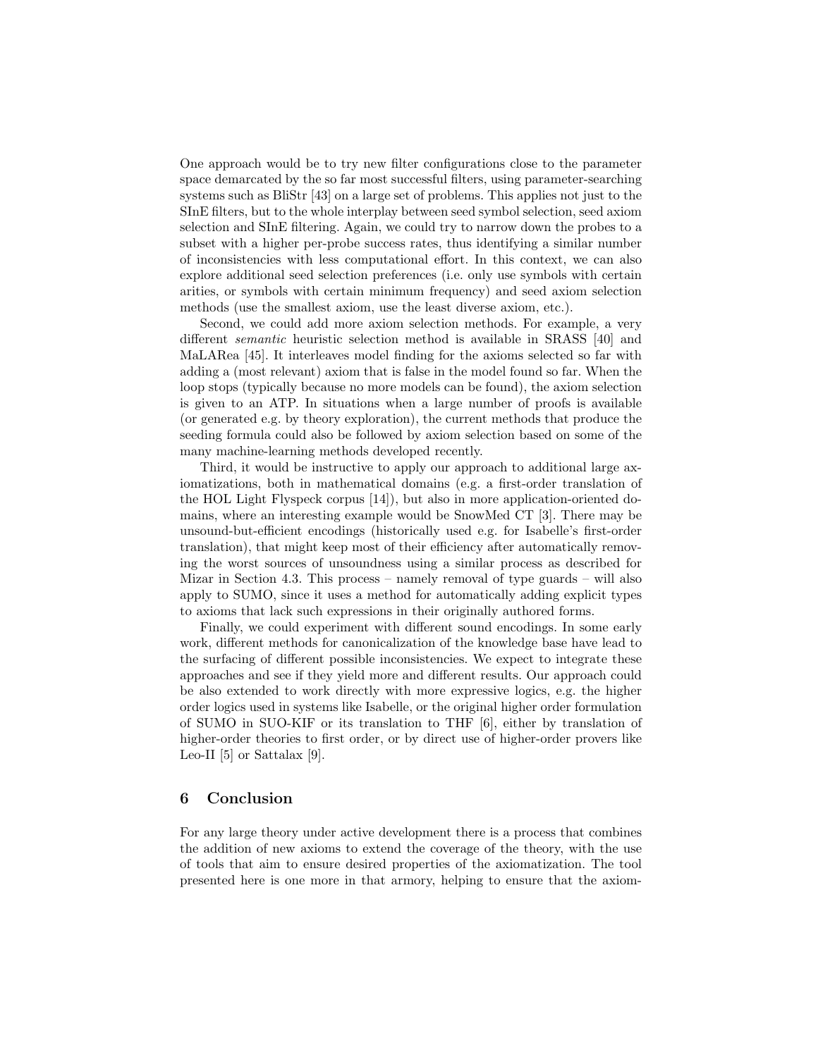One approach would be to try new filter configurations close to the parameter space demarcated by the so far most successful filters, using parameter-searching systems such as BliStr [43] on a large set of problems. This applies not just to the SInE filters, but to the whole interplay between seed symbol selection, seed axiom selection and SInE filtering. Again, we could try to narrow down the probes to a subset with a higher per-probe success rates, thus identifying a similar number of inconsistencies with less computational effort. In this context, we can also explore additional seed selection preferences (i.e. only use symbols with certain arities, or symbols with certain minimum frequency) and seed axiom selection methods (use the smallest axiom, use the least diverse axiom, etc.).

Second, we could add more axiom selection methods. For example, a very different *semantic* heuristic selection method is available in SRASS [40] and MaLARea [45]. It interleaves model finding for the axioms selected so far with adding a (most relevant) axiom that is false in the model found so far. When the loop stops (typically because no more models can be found), the axiom selection is given to an ATP. In situations when a large number of proofs is available (or generated e.g. by theory exploration), the current methods that produce the seeding formula could also be followed by axiom selection based on some of the many machine-learning methods developed recently.

Third, it would be instructive to apply our approach to additional large axiomatizations, both in mathematical domains (e.g. a first-order translation of the HOL Light Flyspeck corpus [14]), but also in more application-oriented domains, where an interesting example would be SnowMed CT [3]. There may be unsound-but-efficient encodings (historically used e.g. for Isabelle's first-order translation), that might keep most of their efficiency after automatically removing the worst sources of unsoundness using a similar process as described for Mizar in Section 4.3. This process – namely removal of type guards – will also apply to SUMO, since it uses a method for automatically adding explicit types to axioms that lack such expressions in their originally authored forms.

Finally, we could experiment with different sound encodings. In some early work, different methods for canonicalization of the knowledge base have lead to the surfacing of different possible inconsistencies. We expect to integrate these approaches and see if they yield more and different results. Our approach could be also extended to work directly with more expressive logics, e.g. the higher order logics used in systems like Isabelle, or the original higher order formulation of SUMO in SUO-KIF or its translation to THF [6], either by translation of higher-order theories to first order, or by direct use of higher-order provers like Leo-II [5] or Sattalax [9].

## 6 Conclusion

For any large theory under active development there is a process that combines the addition of new axioms to extend the coverage of the theory, with the use of tools that aim to ensure desired properties of the axiomatization. The tool presented here is one more in that armory, helping to ensure that the axiom-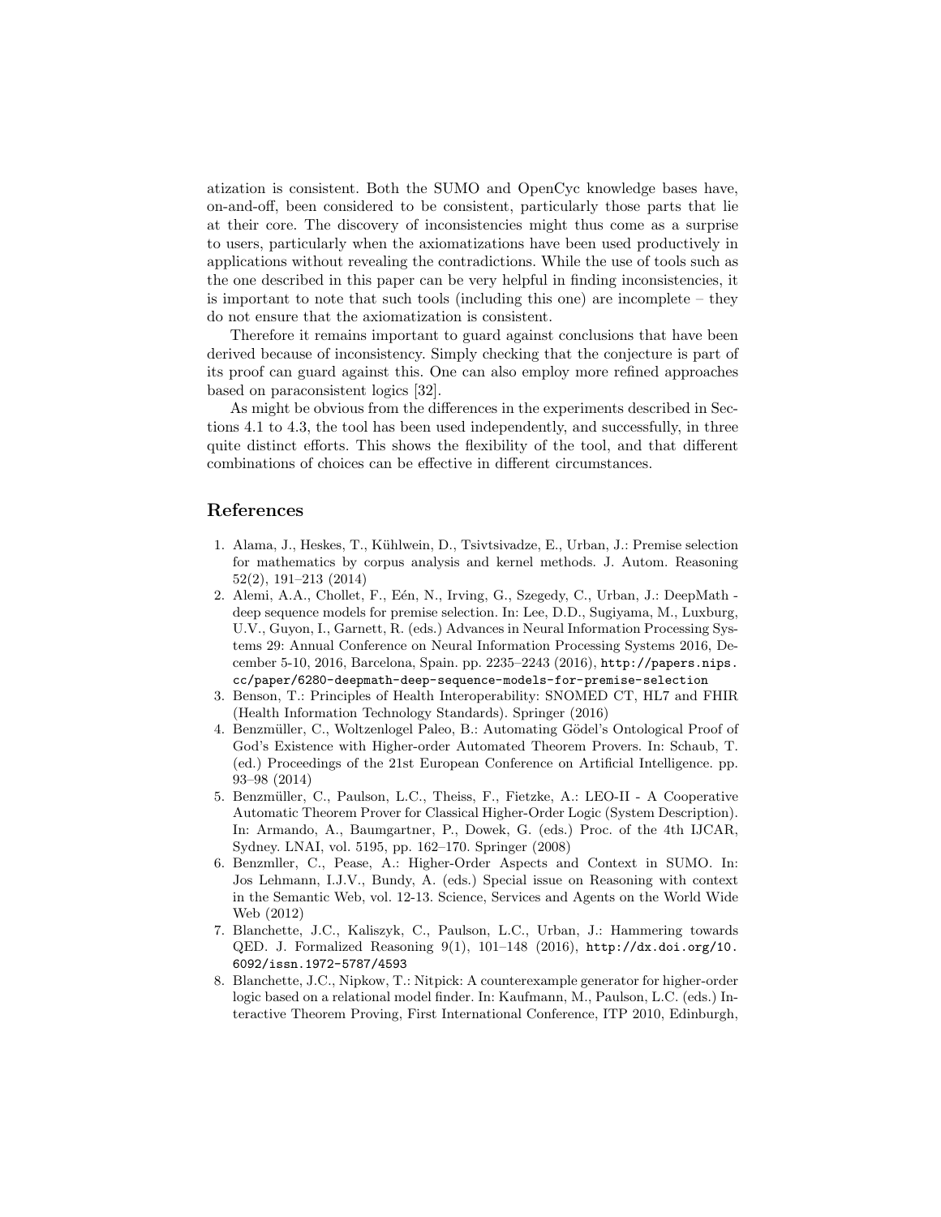atization is consistent. Both the SUMO and OpenCyc knowledge bases have, on-and-off, been considered to be consistent, particularly those parts that lie at their core. The discovery of inconsistencies might thus come as a surprise to users, particularly when the axiomatizations have been used productively in applications without revealing the contradictions. While the use of tools such as the one described in this paper can be very helpful in finding inconsistencies, it is important to note that such tools (including this one) are incomplete – they do not ensure that the axiomatization is consistent.

Therefore it remains important to guard against conclusions that have been derived because of inconsistency. Simply checking that the conjecture is part of its proof can guard against this. One can also employ more refined approaches based on paraconsistent logics [32].

As might be obvious from the differences in the experiments described in Sections 4.1 to 4.3, the tool has been used independently, and successfully, in three quite distinct efforts. This shows the flexibility of the tool, and that different combinations of choices can be effective in different circumstances.

## References

1. Alama, J., Heskes, T., Kühlwein, D., Tsivtsivadze, E., Urban, J.: Premise selection for mathematics by corpus analysis and kernel methods. J. Autom. Reasoning 52(2), 191–213 (2014)
2. Alemi, A.A., Chollet, F., Eén, N., Irving, G., Szegedy, C., Urban, J.: DeepMath - deep sequence models for premise selection. In: Lee, D.D., Sugiyama, M., Luxburg, U.V., Guyon, I., Garnett, R. (eds.) Advances in Neural Information Processing Systems 29: Annual Conference on Neural Information Processing Systems 2016, December 5-10, 2016, Barcelona, Spain. pp. 2235–2243 (2016), http://papers.nips.cc/paper/6280-deepmath-deep-sequence-models-for-premise-selection
3. Benson, T.: Principles of Health Interoperability: SNOMED CT, HL7 and FHIR (Health Information Technology Standards). Springer (2016)
4. Benzmüller, C., Woltzenlogel Paleo, B.: Automating Gödel's Ontological Proof of God's Existence with Higher-order Automated Theorem Provers. In: Schaub, T. (ed.) Proceedings of the 21st European Conference on Artificial Intelligence. pp. 93–98 (2014)
5. Benzmüller, C., Paulson, L.C., Theiss, F., Fietzke, A.: LEO-II - A Cooperative Automatic Theorem Prover for Classical Higher-Order Logic (System Description). In: Armando, A., Baumgartner, P., Dowek, G. (eds.) Proc. of the 4th IJCAR, Sydney. LNAI, vol. 5195, pp. 162–170. Springer (2008)
6. Benzmller, C., Pease, A.: Higher-Order Aspects and Context in SUMO. In: Jos Lehmann, I.J.V., Bundy, A. (eds.) Special issue on Reasoning with context in the Semantic Web, vol. 12-13. Science, Services and Agents on the World Wide Web (2012)
7. Blanchette, J.C., Kaliszyk, C., Paulson, L.C., Urban, J.: Hammering towards QED. J. Formalized Reasoning 9(1), 101–148 (2016), http://dx.doi.org/10.6092/issn.1972-5787/4593
8. Blanchette, J.C., Nipkow, T.: Nitpick: A counterexample generator for higher-order logic based on a relational model finder. In: Kaufmann, M., Paulson, L.C. (eds.) Interactive Theorem Proving, First International Conference, ITP 2010, Edinburgh,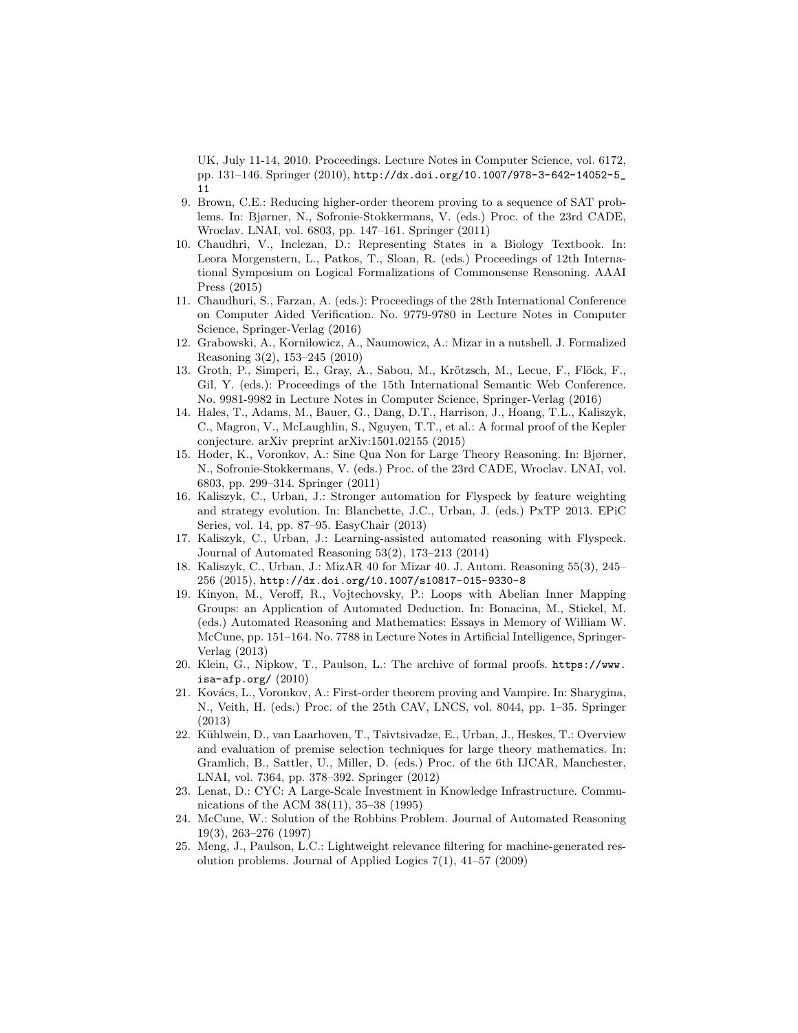UK, July 11-14, 2010. Proceedings. Lecture Notes in Computer Science, vol. 6172, pp. 131–146. Springer (2010), http://dx.doi.org/10.1007/978-3-642-14052-5_11

9. Brown, C.E.: Reducing higher-order theorem proving to a sequence of SAT problems. In: Bjørner, N., Sofronie-Stokkermans, V. (eds.) Proc. of the 23rd CADE, Wroclav. LNAI, vol. 6803, pp. 147–161. Springer (2011)
10. Chaudhri, V., Inclezan, D.: Representing States in a Biology Textbook. In: Leora Morgenstern, L., Patkos, T., Sloan, R. (eds.) Proceedings of 12th International Symposium on Logical Formalizations of Commonsense Reasoning. AAAI Press (2015)
11. Chaudhuri, S., Farzan, A. (eds.): Proceedings of the 28th International Conference on Computer Aided Verification. No. 9779-9780 in Lecture Notes in Computer Science, Springer-Verlag (2016)
12. Grabowski, A., Korniłowicz, A., Naumowicz, A.: Mizar in a nutshell. J. Formalized Reasoning 3(2), 153–245 (2010)
13. Groth, P., Simperi, E., Gray, A., Sabou, M., Krötzsch, M., Lecue, F., Flöck, F., Gil, Y. (eds.): Proceedings of the 15th International Semantic Web Conference. No. 9981-9982 in Lecture Notes in Computer Science, Springer-Verlag (2016)
14. Hales, T., Adams, M., Bauer, G., Dang, D.T., Harrison, J., Hoang, T.L., Kaliszyk, C., Magron, V., McLaughlin, S., Nguyen, T.T., et al.: A formal proof of the Kepler conjecture. arXiv preprint arXiv:1501.02155 (2015)
15. Hoder, K., Voronkov, A.: Sine Qua Non for Large Theory Reasoning. In: Bjørner, N., Sofronie-Stokkermans, V. (eds.) Proc. of the 23rd CADE, Wroclav. LNAI, vol. 6803, pp. 299–314. Springer (2011)
16. Kaliszyk, C., Urban, J.: Stronger automation for Flyspeck by feature weighting and strategy evolution. In: Blanchette, J.C., Urban, J. (eds.) PxTP 2013. EPiC Series, vol. 14, pp. 87–95. EasyChair (2013)
17. Kaliszyk, C., Urban, J.: Learning-assisted automated reasoning with Flyspeck. Journal of Automated Reasoning 53(2), 173–213 (2014)
18. Kaliszyk, C., Urban, J.: MizAR 40 for Mizar 40. J. Autom. Reasoning 55(3), 245–256 (2015), http://dx.doi.org/10.1007/s10817-015-9330-8
19. Kinyon, M., Veroff, R., Vojtechovsky, P.: Loops with Abelian Inner Mapping Groups: an Application of Automated Deduction. In: Bonacina, M., Stickel, M. (eds.) Automated Reasoning and Mathematics: Essays in Memory of William W. McCune, pp. 151–164. No. 7788 in Lecture Notes in Artificial Intelligence, Springer-Verlag (2013)
20. Klein, G., Nipkow, T., Paulson, L.: The archive of formal proofs. https://www.isa-afp.org/ (2010)
21. Kovács, L., Voronkov, A.: First-order theorem proving and Vampire. In: Sharygina, N., Veith, H. (eds.) Proc. of the 25th CAV, LNCS, vol. 8044, pp. 1–35. Springer (2013)
22. Kühlwein, D., van Laarhoven, T., Tsivtsivadze, E., Urban, J., Heskes, T.: Overview and evaluation of premise selection techniques for large theory mathematics. In: Gramlich, B., Sattler, U., Miller, D. (eds.) Proc. of the 6th IJCAR, Manchester, LNAI, vol. 7364, pp. 378–392. Springer (2012)
23. Lenat, D.: CYC: A Large-Scale Investment in Knowledge Infrastructure. Communications of the ACM 38(11), 35–38 (1995)
24. McCune, W.: Solution of the Robbins Problem. Journal of Automated Reasoning 19(3), 263–276 (1997)
25. Meng, J., Paulson, L.C.: Lightweight relevance filtering for machine-generated resolution problems. Journal of Applied Logics 7(1), 41–57 (2009)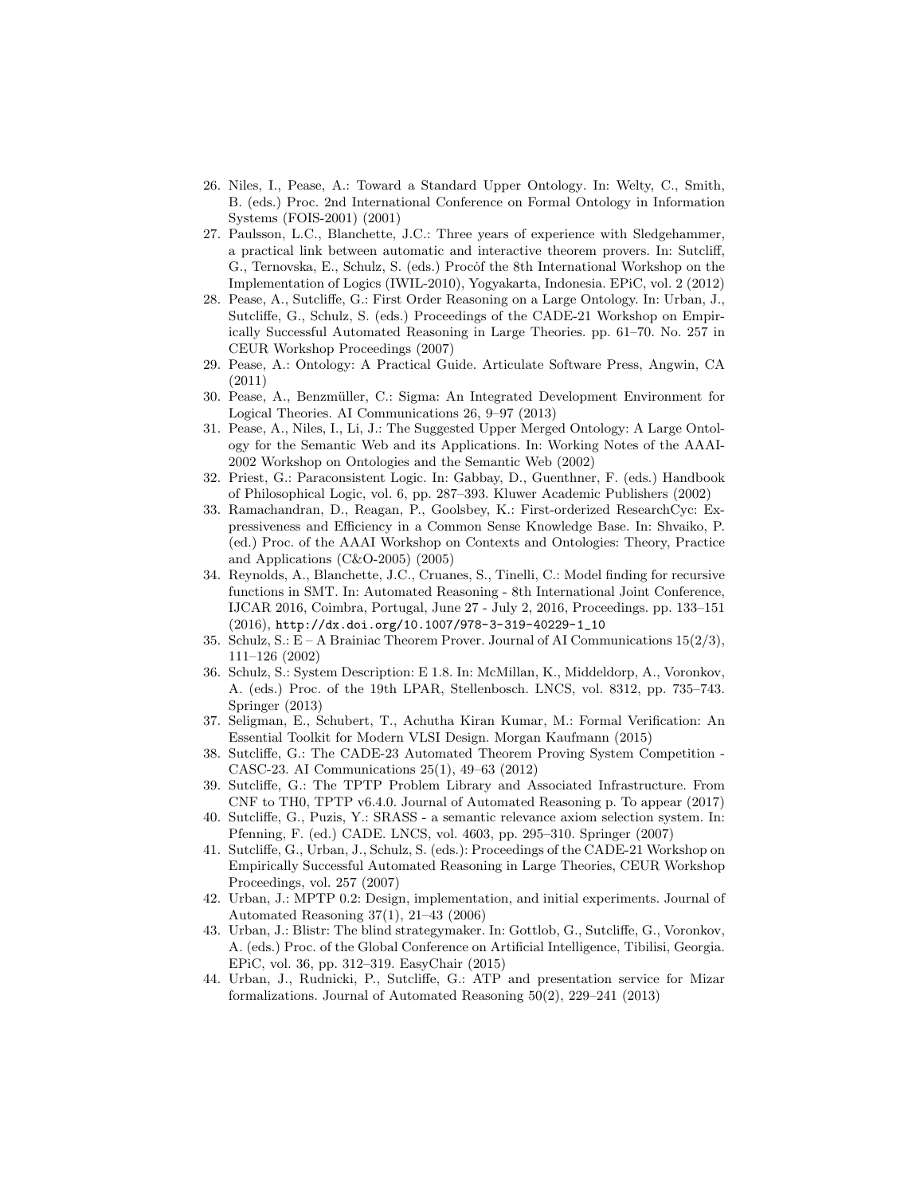26. Niles, I., Pease, A.: Toward a Standard Upper Ontology. In: Welty, C., Smith, B. (eds.) Proc. 2nd International Conference on Formal Ontology in Information Systems (FOIS-2001) (2001)
27. Paulsson, L.C., Blanchette, J.C.: Three years of experience with Sledgehammer, a practical link between automatic and interactive theorem provers. In: Sutcliff, G., Ternovska, E., Schulz, S. (eds.) Procȯf the 8th International Workshop on the Implementation of Logics (IWIL-2010), Yogyakarta, Indonesia. EPiC, vol. 2 (2012)
28. Pease, A., Sutcliffe, G.: First Order Reasoning on a Large Ontology. In: Urban, J., Sutcliffe, G., Schulz, S. (eds.) Proceedings of the CADE-21 Workshop on Empirically Successful Automated Reasoning in Large Theories. pp. 61–70. No. 257 in CEUR Workshop Proceedings (2007)
29. Pease, A.: Ontology: A Practical Guide. Articulate Software Press, Angwin, CA (2011)
30. Pease, A., Benzmüller, C.: Sigma: An Integrated Development Environment for Logical Theories. AI Communications 26, 9–97 (2013)
31. Pease, A., Niles, I., Li, J.: The Suggested Upper Merged Ontology: A Large Ontology for the Semantic Web and its Applications. In: Working Notes of the AAAI-2002 Workshop on Ontologies and the Semantic Web (2002)
32. Priest, G.: Paraconsistent Logic. In: Gabbay, D., Guenthner, F. (eds.) Handbook of Philosophical Logic, vol. 6, pp. 287–393. Kluwer Academic Publishers (2002)
33. Ramachandran, D., Reagan, P., Goolsbey, K.: First-orderized ResearchCyc: Expressiveness and Efficiency in a Common Sense Knowledge Base. In: Shvaiko, P. (ed.) Proc. of the AAAI Workshop on Contexts and Ontologies: Theory, Practice and Applications (C&O-2005) (2005)
34. Reynolds, A., Blanchette, J.C., Cruanes, S., Tinelli, C.: Model finding for recursive functions in SMT. In: Automated Reasoning - 8th International Joint Conference, IJCAR 2016, Coimbra, Portugal, June 27 - July 2, 2016, Proceedings. pp. 133–151 (2016), `http://dx.doi.org/10.1007/978-3-319-40229-1_10`
35. Schulz, S.: E – A Brainiac Theorem Prover. Journal of AI Communications 15(2/3), 111–126 (2002)
36. Schulz, S.: System Description: E 1.8. In: McMillan, K., Middeldorp, A., Voronkov, A. (eds.) Proc. of the 19th LPAR, Stellenbosch. LNCS, vol. 8312, pp. 735–743. Springer (2013)
37. Seligman, E., Schubert, T., Achutha Kiran Kumar, M.: Formal Verification: An Essential Toolkit for Modern VLSI Design. Morgan Kaufmann (2015)
38. Sutcliffe, G.: The CADE-23 Automated Theorem Proving System Competition - CASC-23. AI Communications 25(1), 49–63 (2012)
39. Sutcliffe, G.: The TPTP Problem Library and Associated Infrastructure. From CNF to TH0, TPTP v6.4.0. Journal of Automated Reasoning p. To appear (2017)
40. Sutcliffe, G., Puzis, Y.: SRASS - a semantic relevance axiom selection system. In: Pfenning, F. (ed.) CADE. LNCS, vol. 4603, pp. 295–310. Springer (2007)
41. Sutcliffe, G., Urban, J., Schulz, S. (eds.): Proceedings of the CADE-21 Workshop on Empirically Successful Automated Reasoning in Large Theories, CEUR Workshop Proceedings, vol. 257 (2007)
42. Urban, J.: MPTP 0.2: Design, implementation, and initial experiments. Journal of Automated Reasoning 37(1), 21–43 (2006)
43. Urban, J.: Blistr: The blind strategymaker. In: Gottlob, G., Sutcliffe, G., Voronkov, A. (eds.) Proc. of the Global Conference on Artificial Intelligence, Tibilisi, Georgia. EPiC, vol. 36, pp. 312–319. EasyChair (2015)
44. Urban, J., Rudnicki, P., Sutcliffe, G.: ATP and presentation service for Mizar formalizations. Journal of Automated Reasoning 50(2), 229–241 (2013)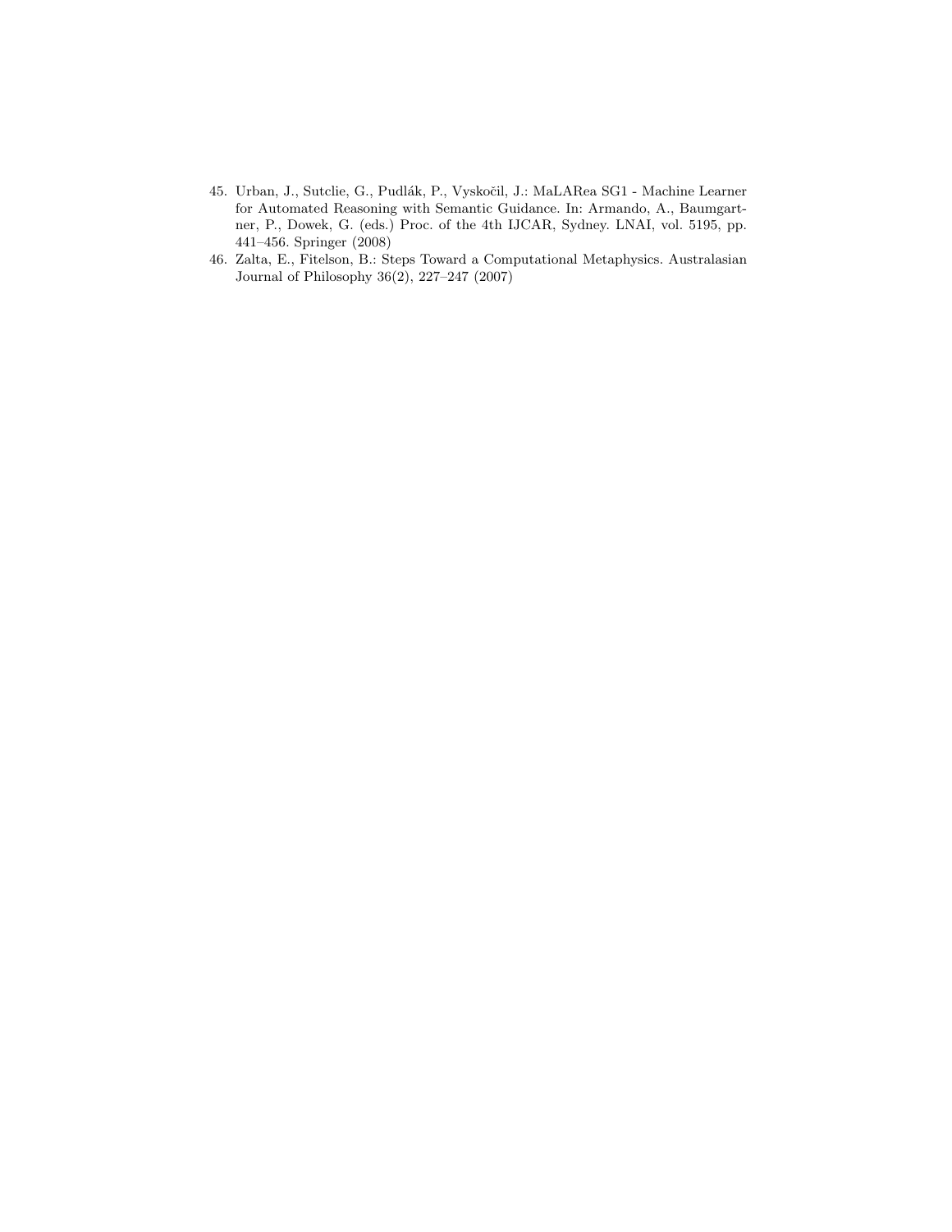45. Urban, J., Sutclie, G., Pudlák, P., Vyskočil, J.: MaLARea SG1 - Machine Learner for Automated Reasoning with Semantic Guidance. In: Armando, A., Baumgartner, P., Dowek, G. (eds.) Proc. of the 4th IJCAR, Sydney. LNAI, vol. 5195, pp. 441–456. Springer (2008)
46. Zalta, E., Fitelson, B.: Steps Toward a Computational Metaphysics. Australasian Journal of Philosophy 36(2), 227–247 (2007)